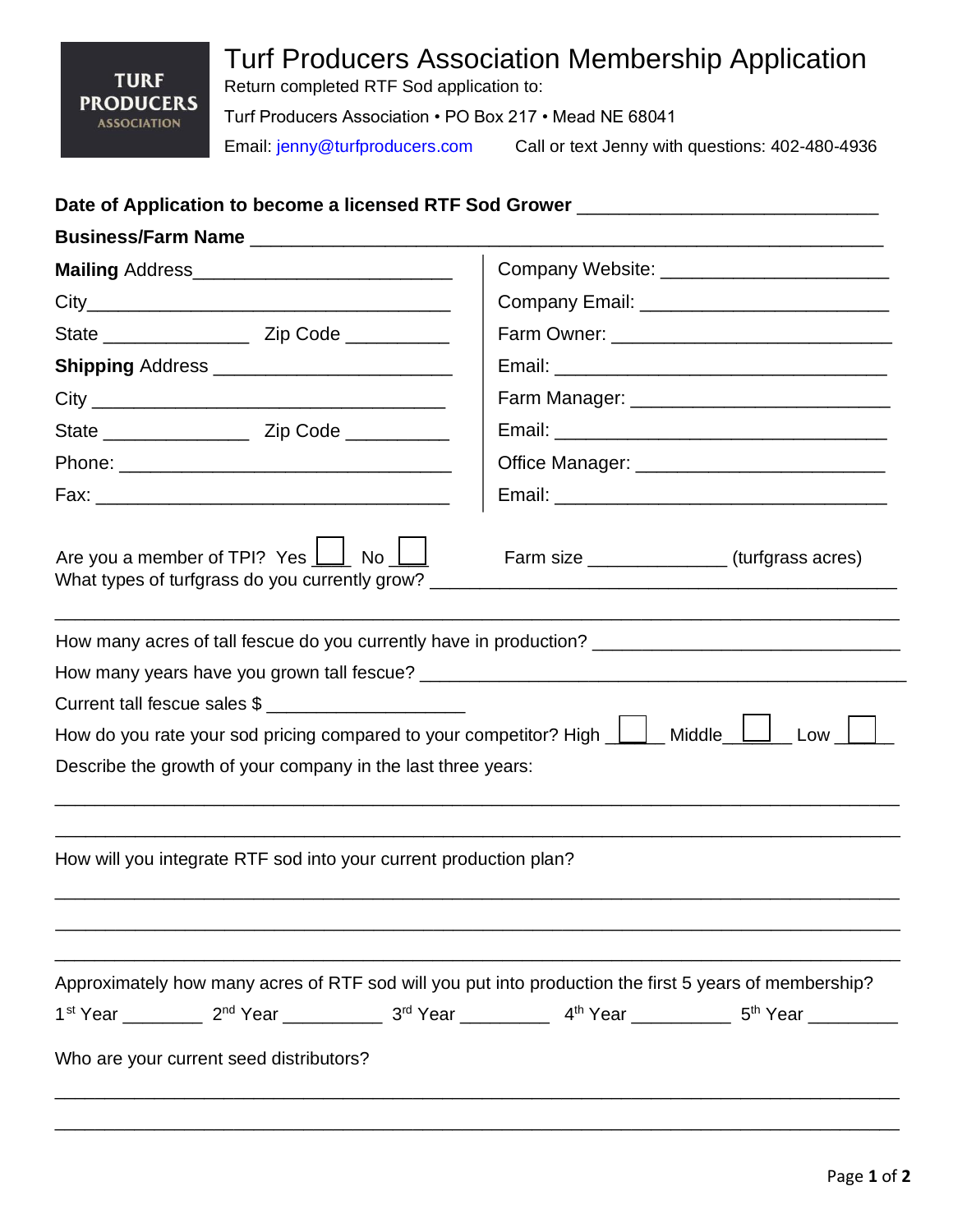TURF PRODUCERS ASSOCIATION

# Turf Producers Association Membership Application

Return completed RTF Sod application to:

Turf Producers Association • PO Box 217 • Mead NE 68041

Email: jenny@turfproducers.com Call or text Jenny with questions: 402-480-4936

**Date of Application to become a licensed RTF Sod Grower** ____________________________

**Business/Farm Name** ___________________________________________________________

**Mailing** Address_________________________

City_____________________________________

State ______________ Zip Code __________

**Shipping** Address _______________________

City ___________________________________

State ______________ Zip Code __________

Phone: ________________________________

Fax: __________________________________

Company Website: ______________________

Company Email: ________________________

Farm Owner: ___________________________

Email: _________________________________

Farm Manager: _________________________

Email: _________________________________

Office Manager: ________________________

Email: _________________________________

Are you a member of TPI? Yes ☐ No ☐ Farm size _____________ (turfgrass acres)

What types of turfgrass do you currently grow? ______________________________________

_______________________________________________________________________________

How many acres of tall fescue do you currently have in production? ____________________________

How many years have you grown tall fescue? _______________________________________________

Current tall fescue sales $ ___________________

How do you rate your sod pricing compared to your competitor? High ☐ Middle ☐ Low ☐

Describe the growth of your company in the last three years:

_______________________________________________________________________________

_______________________________________________________________________________

How will you integrate RTF sod into your current production plan?

_______________________________________________________________________________

_______________________________________________________________________________

_______________________________________________________________________________

Approximately how many acres of RTF sod will you put into production the first 5 years of membership?

1st Year ________ 2nd Year __________ 3rd Year _________ 4th Year __________ 5th Year _________

Who are your current seed distributors?

_______________________________________________________________________________

_______________________________________________________________________________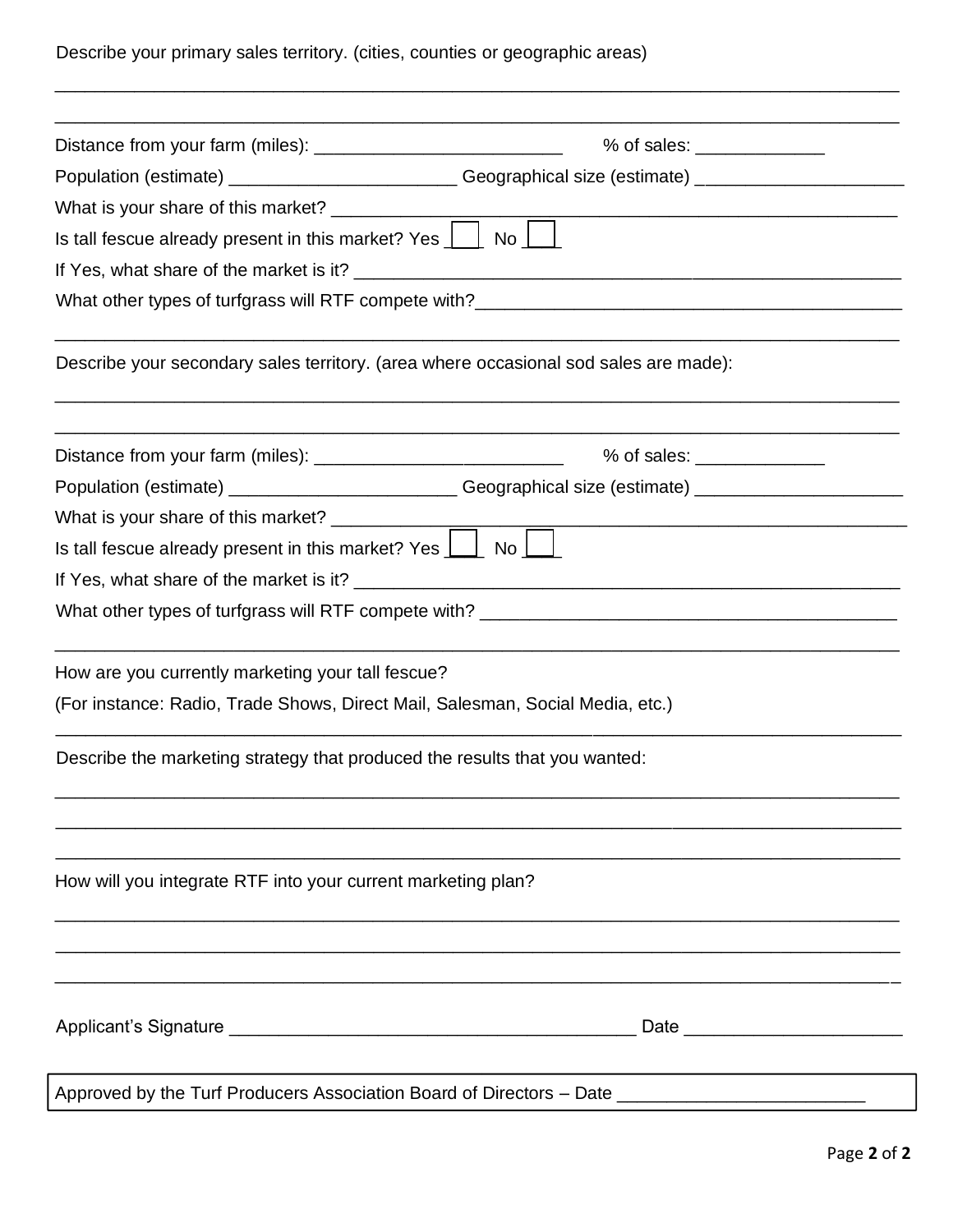Describe your primary sales territory. (cities, counties or geographic areas)

_______________________________________________________________________________________

_______________________________________________________________________________________

Distance from your farm (miles): _________________________ % of sales: _____________

Population (estimate) _______________________ Geographical size (estimate) _____________________

What is your share of this market? ___________________________________________________________

Is tall fescue already present in this market? Yes ☐ No ☐

If Yes, what share of the market is it? ______________________________________________________

What other types of turfgrass will RTF compete with?___________________________________________

_______________________________________________________________________________________

Describe your secondary sales territory. (area where occasional sod sales are made):

_______________________________________________________________________________________

_______________________________________________________________________________________

Distance from your farm (miles): _________________________ % of sales: _____________

Population (estimate) _______________________ Geographical size (estimate) _____________________

What is your share of this market? ___________________________________________________________

Is tall fescue already present in this market? Yes ☐ No ☐

If Yes, what share of the market is it? ______________________________________________________

What other types of turfgrass will RTF compete with? __________________________________________

_______________________________________________________________________________________

How are you currently marketing your tall fescue?

(For instance: Radio, Trade Shows, Direct Mail, Salesman, Social Media, etc.)

_______________________________________________________________________________________

Describe the marketing strategy that produced the results that you wanted:

_______________________________________________________________________________________

_______________________________________________________________________________________

_______________________________________________________________________________________

How will you integrate RTF into your current marketing plan?

_______________________________________________________________________________________

_______________________________________________________________________________________

_______________________________________________________________________________________

Applicant's Signature ________________________________________ Date _____________________

Approved by the Turf Producers Association Board of Directors – Date ________________________